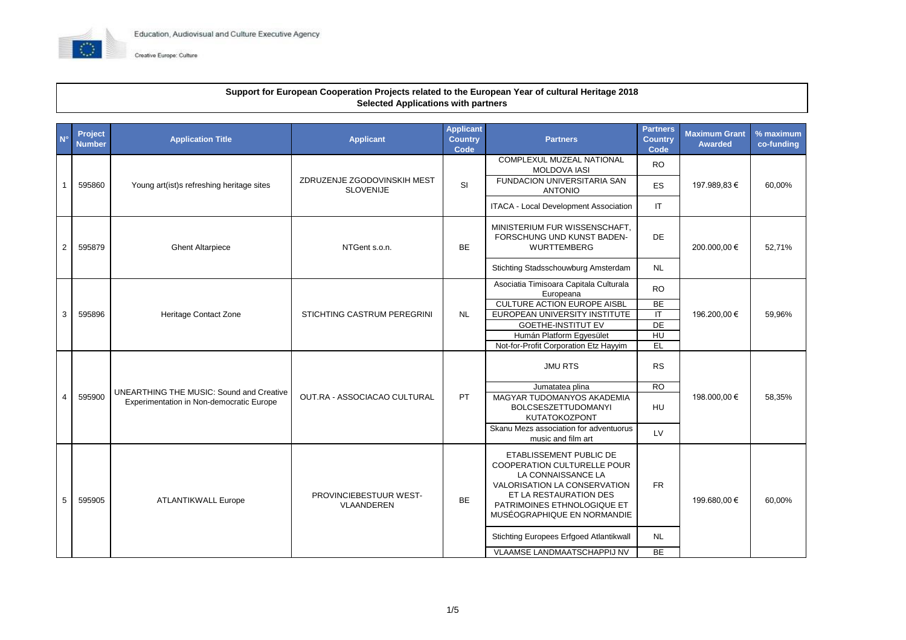Education, Audiovisual and Culture Executive Agency

Creative Europe: Culture

## Support for European Cooperation Projects related to the European Year of cultural Heritage 2018
## Selected Applications with partners

| N° | Project Number | Application Title | Applicant | Applicant Country Code | Partners | Partners Country Code | Maximum Grant Awarded | % maximum co-funding |
|---|---|---|---|---|---|---|---|---|
| 1 | 595860 | Young art(ist)s refreshing heritage sites | ZDRUZENJE ZGODOVINSKIH MEST SLOVENIJE | SI | COMPLEXUL MUZEAL NATIONAL MOLDOVA IASI | RO | 197.989,83 € | 60,00% |
| | | | | | FUNDACION UNIVERSITARIA SAN ANTONIO | ES | | |
| | | | | | ITACA - Local Development Association | IT | | |
| 2 | 595879 | Ghent Altarpiece | NTGent s.o.n. | BE | MINISTERIUM FUR WISSENSCHAFT, FORSCHUNG UND KUNST BADEN-WURTTEMBERG | DE | 200.000,00 € | 52,71% |
| | | | | | Stichting Stadsschouwburg Amsterdam | NL | | |
| 3 | 595896 | Heritage Contact Zone | STICHTING CASTRUM PEREGRINI | NL | Asociatia Timisoara Capitala Culturala Europeana | RO | 196.200,00 € | 59,96% |
| | | | | | CULTURE ACTION EUROPE AISBL | BE | | |
| | | | | | EUROPEAN UNIVERSITY INSTITUTE | IT | | |
| | | | | | GOETHE-INSTITUT EV | DE | | |
| | | | | | Humán Platform Egyesület | HU | | |
| | | | | | Not-for-Profit Corporation Etz Hayyim | EL | | |
| 4 | 595900 | UNEARTHING THE MUSIC: Sound and Creative Experimentation in Non-democratic Europe | OUT.RA - ASSOCIACAO CULTURAL | PT | JMU RTS | RS | 198.000,00 € | 58,35% |
| | | | | | Jumatatea plina | RO | | |
| | | | | | MAGYAR TUDOMANYOS AKADEMIA BOLCSESZETTUDOMANYI KUTATOKOZPONT | HU | | |
| | | | | | Skanu Mezs association for adventuorus music and film art | LV | | |
| 5 | 595905 | ATLANTIKWALL Europe | PROVINCIEBESTUUR WEST-VLAANDEREN | BE | ETABLISSEMENT PUBLIC DE COOPERATION CULTURELLE POUR LA CONNAISSANCE LA VALORISATION LA CONSERVATION ET LA RESTAURATION DES PATRIMOINES ETHNOLOGIQUE ET MUSÉOGRAPHIQUE EN NORMANDIE | FR | 199.680,00 € | 60,00% |
| | | | | | Stichting Europees Erfgoed Atlantikwall | NL | | |
| | | | | | VLAAMSE LANDMAATSCHAPPIJ NV | BE | | |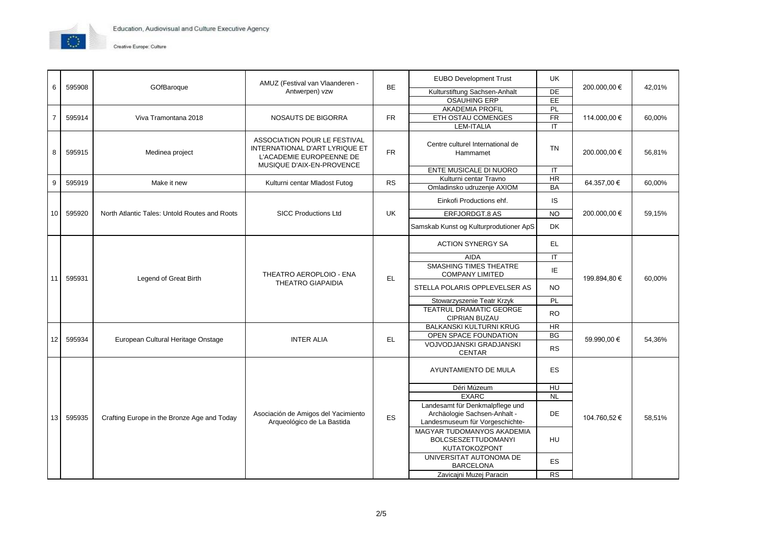Education, Audiovisual and Culture Executive Agency

Creative Europe: Culture

| | | | | | | | | |
|---|---|---|---|---|---|---|---|---|
| 6 | 595908 | GOfBaroque | AMUZ (Festival van Vlaanderen - Antwerpen) vzw | BE | EUBO Development Trust | UK | 200.000,00 € | 42,01% |
| | | | | | Kulturstiftung Sachsen-Anhalt | DE | | |
| | | | | | OSAUHING ERP | EE | | |
| 7 | 595914 | Viva Tramontana 2018 | NOSAUTS DE BIGORRA | FR | AKADEMIA PROFIL | PL | 114.000,00 € | 60,00% |
| | | | | | ETH OSTAU COMENGES | FR | | |
| | | | | | LEM-ITALIA | IT | | |
| 8 | 595915 | Medinea project | ASSOCIATION POUR LE FESTIVAL INTERNATIONAL D'ART LYRIQUE ET L'ACADEMIE EUROPEENNE DE MUSIQUE D'AIX-EN-PROVENCE | FR | Centre culturel International de Hammamet | TN | 200.000,00 € | 56,81% |
| | | | | | ENTE MUSICALE DI NUORO | IT | | |
| 9 | 595919 | Make it new | Kulturni centar Mladost Futog | RS | Kulturni centar Travno | HR | 64.357,00 € | 60,00% |
| | | | | | Omladinsko udruzenje AXIOM | BA | | |
| 10 | 595920 | North Atlantic Tales: Untold Routes and Roots | SICC Productions Ltd | UK | Einkofi Productions ehf. | IS | 200.000,00 € | 59,15% |
| | | | | | ERFJORDGT.8 AS | NO | | |
| | | | | | Samskab Kunst og Kulturprodutioner ApS | DK | | |
| 11 | 595931 | Legend of Great Birth | THEATRO AEROPLOIO - ENA THEATRO GIAPAIDIA | EL | ACTION SYNERGY SA | EL | 199.894,80 € | 60,00% |
| | | | | | AIDA | IT | | |
| | | | | | SMASHING TIMES THEATRE COMPANY LIMITED | IE | | |
| | | | | | STELLA POLARIS OPPLEVELSER AS | NO | | |
| | | | | | Stowarzyszenie Teatr Krzyk | PL | | |
| | | | | | TEATRUL DRAMATIC GEORGE CIPRIAN BUZAU | RO | | |
| 12 | 595934 | European Cultural Heritage Onstage | INTER ALIA | EL | BALKANSKI KULTURNI KRUG | HR | 59.990,00 € | 54,36% |
| | | | | | OPEN SPACE FOUNDATION | BG | | |
| | | | | | VOJVODJANSKI GRADJANSKI CENTAR | RS | | |
| 13 | 595935 | Crafting Europe in the Bronze Age and Today | Asociación de Amigos del Yacimiento Arqueológico de La Bastida | ES | AYUNTAMIENTO DE MULA | ES | 104.760,52 € | 58,51% |
| | | | | | Déri Múzeum | HU | | |
| | | | | | EXARC | NL | | |
| | | | | | Landesamt für Denkmalpflege und Archäologie Sachsen-Anhalt - Landesmuseum für Vorgeschichte- | DE | | |
| | | | | | MAGYAR TUDOMANYOS AKADEMIA BOLCSESZETTUDOMANYI KUTATOKOZPONT | HU | | |
| | | | | | UNIVERSITAT AUTONOMA DE BARCELONA | ES | | |
| | | | | | Zavicajni Muzej Paracin | RS | | |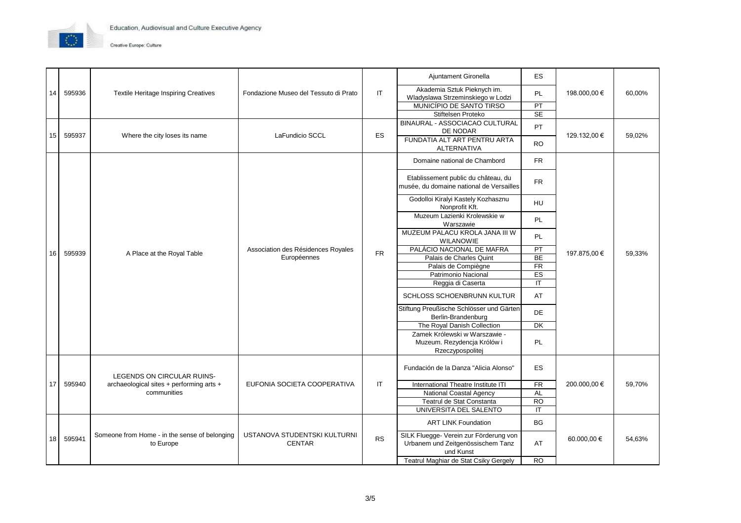|  |  |  |  |  |  |  |  |  |
|---|---|---|---|---|---|---|---|---|
| 14 | 595936 | Textile Heritage Inspiring Creatives | Fondazione Museo del Tessuto di Prato | IT | Ajuntament Gironella | ES | 198.000,00 € | 60,00% |
|  |  |  |  |  | Akademia Sztuk Pieknych im. Wladyslawa Strzeminskiego w Lodzi | PL |  |  |
|  |  |  |  |  | MUNICÍPIO DE SANTO TIRSO | PT |  |  |
|  |  |  |  |  | Stiftelsen Proteko | SE |  |  |
| 15 | 595937 | Where the city loses its name | LaFundicio SCCL | ES | BINAURAL - ASSOCIACAO CULTURAL DE NODAR | PT | 129.132,00 € | 59,02% |
|  |  |  |  |  | FUNDATIA ALT ART PENTRU ARTA ALTERNATIVA | RO |  |  |
| 16 | 595939 | A Place at the Royal Table | Association des Résidences Royales Européennes | FR | Domaine national de Chambord | FR | 197.875,00 € | 59,33% |
|  |  |  |  |  | Etablissement public du château, du musée, du domaine national de Versailles | FR |  |  |
|  |  |  |  |  | Godolloi Kiralyi Kastely Kozhasznu Nonprofit Kft. | HU |  |  |
|  |  |  |  |  | Muzeum Lazienki Krolewskie w Warszawie | PL |  |  |
|  |  |  |  |  | MUZEUM PALACU KROLA JANA III W WILANOWIE | PL |  |  |
|  |  |  |  |  | PALÁCIO NACIONAL DE MAFRA | PT |  |  |
|  |  |  |  |  | Palais de Charles Quint | BE |  |  |
|  |  |  |  |  | Palais de Compiègne | FR |  |  |
|  |  |  |  |  | Patrimonio Nacional | ES |  |  |
|  |  |  |  |  | Reggia di Caserta | IT |  |  |
|  |  |  |  |  | SCHLOSS SCHOENBRUNN KULTUR | AT |  |  |
|  |  |  |  |  | Stiftung Preußische Schlösser und Gärten Berlin-Brandenburg | DE |  |  |
|  |  |  |  |  | The Royal Danish Collection | DK |  |  |
|  |  |  |  |  | Zamek Królewski w Warszawie - Muzeum. Rezydencja Królów i Rzeczypospolitej | PL |  |  |
| 17 | 595940 | LEGENDS ON CIRCULAR RUINS- archaeological sites + performing arts + communities | EUFONIA SOCIETA COOPERATIVA | IT | Fundación de la Danza "Alicia Alonso" | ES | 200.000,00 € | 59,70% |
|  |  |  |  |  | International Theatre Institute ITI | FR |  |  |
|  |  |  |  |  | National Coastal Agency | AL |  |  |
|  |  |  |  |  | Teatrul de Stat Constanta | RO |  |  |
|  |  |  |  |  | UNIVERSITA DEL SALENTO | IT |  |  |
| 18 | 595941 | Someone from Home - in the sense of belonging to Europe | USTANOVA STUDENTSKI KULTURNI CENTAR | RS | ART LINK Foundation | BG | 60.000,00 € | 54,63% |
|  |  |  |  |  | SILK Fluegge- Verein zur Förderung von Urbanem und Zeitgenössischem Tanz und Kunst | AT |  |  |
|  |  |  |  |  | Teatrul Maghiar de Stat Csiky Gergely | RO |  |  |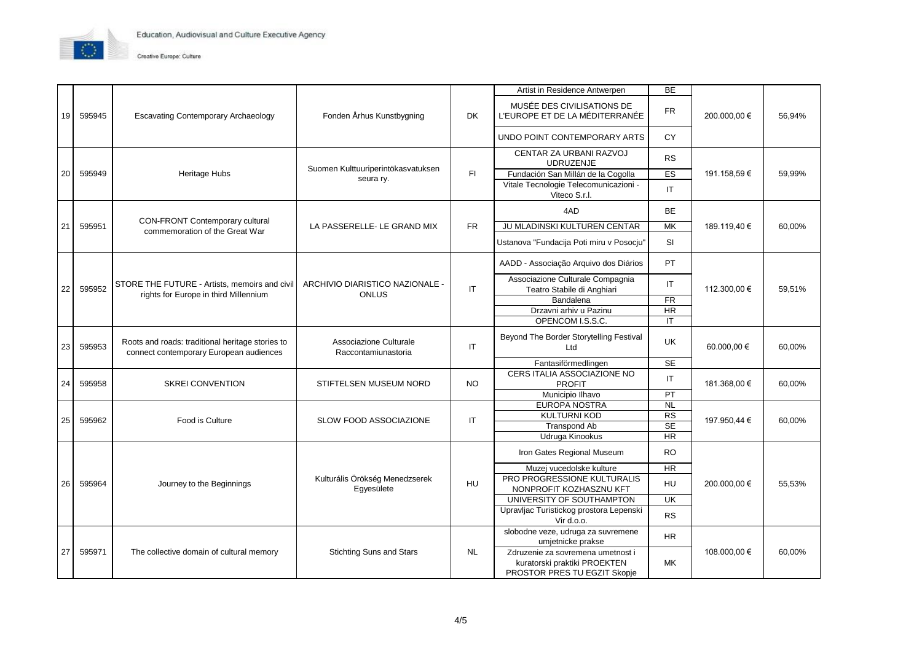| | | | | | | | | |
|---|---|---|---|---|---|---|---|---|
| 19 | 595945 | Escavating Contemporary Archaeology | Fonden Århus Kunstbygning | DK | Artist in Residence Antwerpen | BE | 200.000,00 € | 56,94% |
| | | | | | MUSÉE DES CIVILISATIONS DE L'EUROPE ET DE LA MÉDITERRANÉE | FR | | |
| | | | | | UNDO POINT CONTEMPORARY ARTS | CY | | |
| 20 | 595949 | Heritage Hubs | Suomen Kulttuuriperintökasvatuksen seura ry. | FI | CENTAR ZA URBANI RAZVOJ UDRUZENJE | RS | 191.158,59 € | 59,99% |
| | | | | | Fundación San Millán de la Cogolla | ES | | |
| | | | | | Vitale Tecnologie Telecomunicazioni - Viteco S.r.l. | IT | | |
| 21 | 595951 | CON-FRONT Contemporary cultural commemoration of the Great War | LA PASSERELLE- LE GRAND MIX | FR | 4AD | BE | 189.119,40 € | 60,00% |
| | | | | | JU MLADINSKI KULTUREN CENTAR | MK | | |
| | | | | | Ustanova "Fundacija Poti miru v Posocju" | SI | | |
| 22 | 595952 | STORE THE FUTURE - Artists, memoirs and civil rights for Europe in third Millennium | ARCHIVIO DIARISTICO NAZIONALE - ONLUS | IT | AADD - Associação Arquivo dos Diários | PT | 112.300,00 € | 59,51% |
| | | | | | Associazione Culturale Compagnia Teatro Stabile di Anghiari | IT | | |
| | | | | | Bandalena | FR | | |
| | | | | | Drzavni arhiv u Pazinu | HR | | |
| | | | | | OPENCOM I.S.S.C. | IT | | |
| 23 | 595953 | Roots and roads: traditional heritage stories to connect contemporary European audiences | Associazione Culturale Raccontamiunastoria | IT | Beyond The Border Storytelling Festival Ltd | UK | 60.000,00 € | 60,00% |
| | | | | | Fantasiförmedlingen | SE | | |
| 24 | 595958 | SKREI CONVENTION | STIFTELSEN MUSEUM NORD | NO | CERS ITALIA ASSOCIAZIONE NO PROFIT | IT | 181.368,00 € | 60,00% |
| | | | | | Municipio Ilhavo | PT | | |
| 25 | 595962 | Food is Culture | SLOW FOOD ASSOCIAZIONE | IT | EUROPA NOSTRA | NL | 197.950,44 € | 60,00% |
| | | | | | KULTURNI KOD | RS | | |
| | | | | | Transpond Ab | SE | | |
| | | | | | Udruga Kinookus | HR | | |
| 26 | 595964 | Journey to the Beginnings | Kulturális Örökség Menedzserek Egyesülete | HU | Iron Gates Regional Museum | RO | 200.000,00 € | 55,53% |
| | | | | | Muzej vucedolske kulture | HR | | |
| | | | | | PRO PROGRESSIONE KULTURALIS NONPROFIT KOZHASZNU KFT | HU | | |
| | | | | | UNIVERSITY OF SOUTHAMPTON | UK | | |
| | | | | | Upravljac Turistickog prostora Lepenski Vir d.o.o. | RS | | |
| 27 | 595971 | The collective domain of cultural memory | Stichting Suns and Stars | NL | slobodne veze, udruga za suvremene umjetnicke prakse | HR | 108.000,00 € | 60,00% |
| | | | | | Zdruzenie za sovremena umetnost i kuratorski praktiki PROEKTEN PROSTOR PRES TU EGZIT Skopje | MK | | |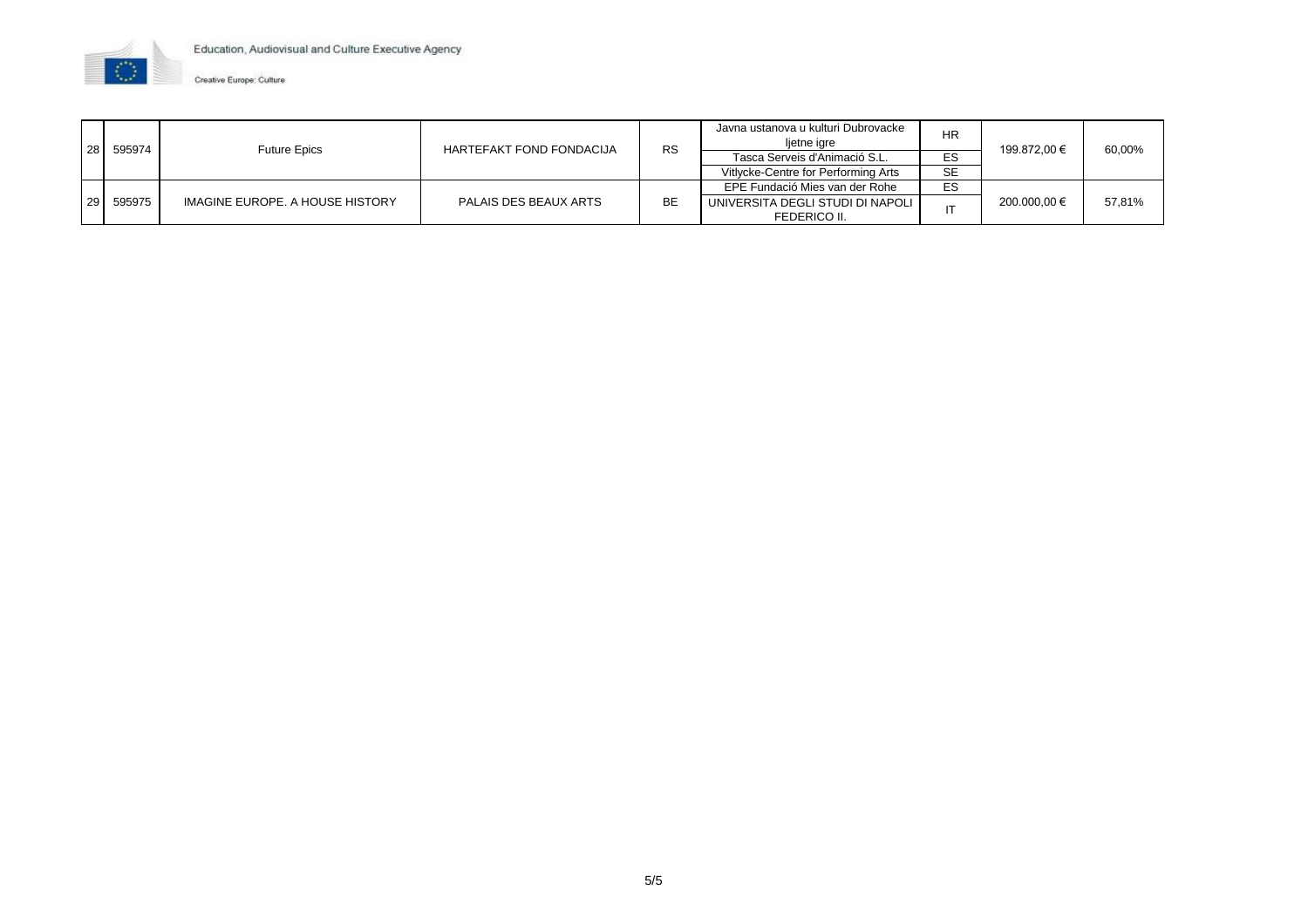Education, Audiovisual and Culture Executive Agency

Creative Europe: Culture

| | | | | | | | | |
|---|---|---|---|---|---|---|---|---|
| 28 | 595974 | Future Epics | HARTEFAKT FOND FONDACIJA | RS | Javna ustanova u kulturi Dubrovacke ljetne igre | HR | 199.872,00 € | 60,00% |
| | | | | | Tasca Serveis d'Animació S.L. | ES | | |
| | | | | | Vitlycke-Centre for Performing Arts | SE | | |
| 29 | 595975 | IMAGINE EUROPE. A HOUSE HISTORY | PALAIS DES BEAUX ARTS | BE | EPE Fundació Mies van der Rohe | ES | 200.000,00 € | 57,81% |
| | | | | | UNIVERSITA DEGLI STUDI DI NAPOLI FEDERICO II. | IT | | |